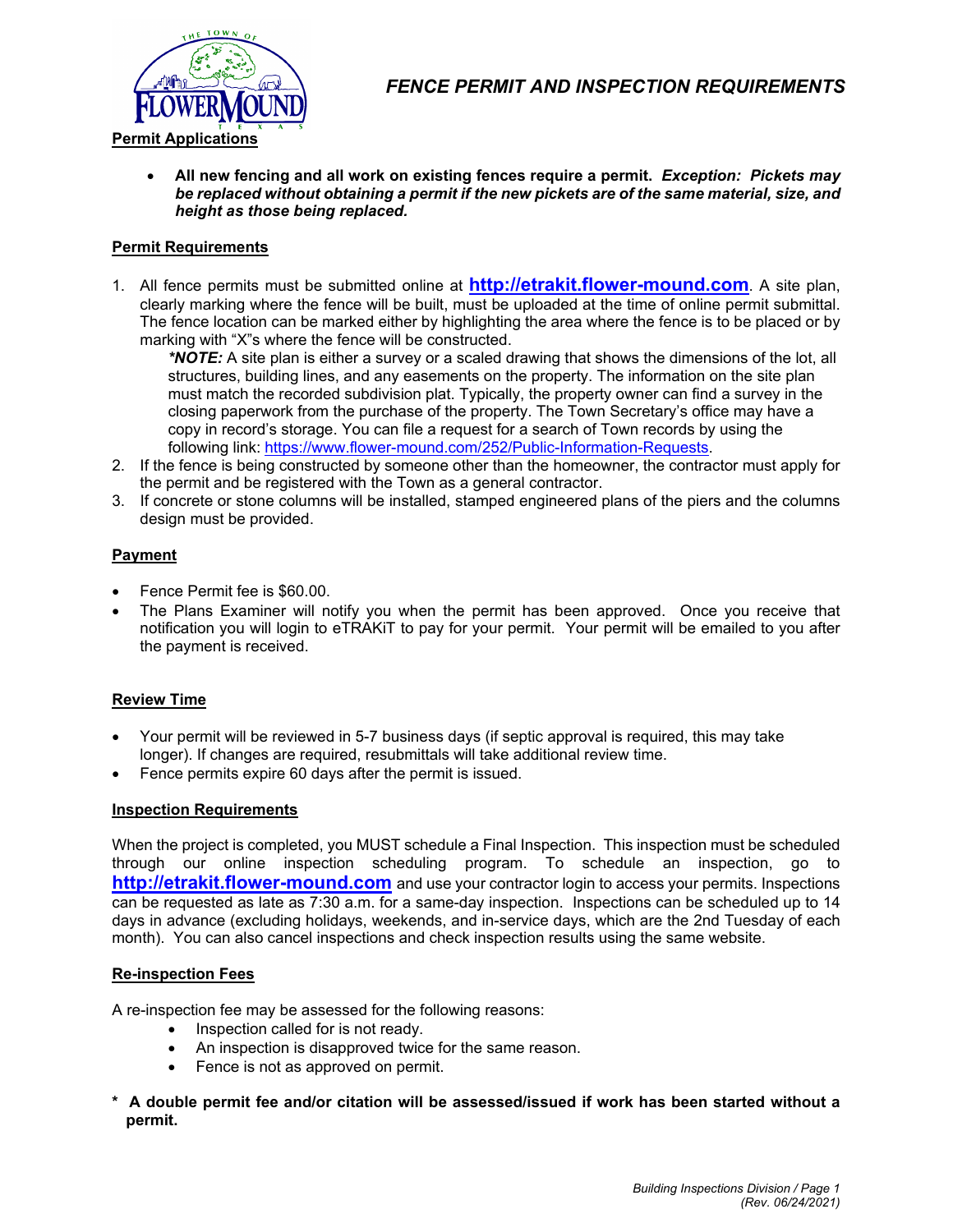# FENCE PERMIT AND INSPECTION REQUIREMENTS

## Permit Applications

- **All new fencing and all work on existing fences require a permit.** ***Exception: Pickets may be replaced without obtaining a permit if the new pickets are of the same material, size, and height as those being replaced.***

## Permit Requirements

1. All fence permits must be submitted online at **http://etrakit.flower-mound.com**. A site plan, clearly marking where the fence will be built, must be uploaded at the time of online permit submittal. The fence location can be marked either by highlighting the area where the fence is to be placed or by marking with "X"s where the fence will be constructed.

   ***\*NOTE:*** A site plan is either a survey or a scaled drawing that shows the dimensions of the lot, all structures, building lines, and any easements on the property. The information on the site plan must match the recorded subdivision plat. Typically, the property owner can find a survey in the closing paperwork from the purchase of the property. The Town Secretary's office may have a copy in record's storage. You can file a request for a search of Town records by using the following link: https://www.flower-mound.com/252/Public-Information-Requests.
2. If the fence is being constructed by someone other than the homeowner, the contractor must apply for the permit and be registered with the Town as a general contractor.
3. If concrete or stone columns will be installed, stamped engineered plans of the piers and the columns design must be provided.

## Payment

- Fence Permit fee is $60.00.
- The Plans Examiner will notify you when the permit has been approved. Once you receive that notification you will login to eTRAKiT to pay for your permit. Your permit will be emailed to you after the payment is received.

## Review Time

- Your permit will be reviewed in 5-7 business days (if septic approval is required, this may take longer). If changes are required, resubmittals will take additional review time.
- Fence permits expire 60 days after the permit is issued.

## Inspection Requirements

When the project is completed, you MUST schedule a Final Inspection. This inspection must be scheduled through our online inspection scheduling program. To schedule an inspection, go to **http://etrakit.flower-mound.com** and use your contractor login to access your permits. Inspections can be requested as late as 7:30 a.m. for a same-day inspection. Inspections can be scheduled up to 14 days in advance (excluding holidays, weekends, and in-service days, which are the 2nd Tuesday of each month). You can also cancel inspections and check inspection results using the same website.

## Re-inspection Fees

A re-inspection fee may be assessed for the following reasons:

- Inspection called for is not ready.
- An inspection is disapproved twice for the same reason.
- Fence is not as approved on permit.

**\* A double permit fee and/or citation will be assessed/issued if work has been started without a permit.**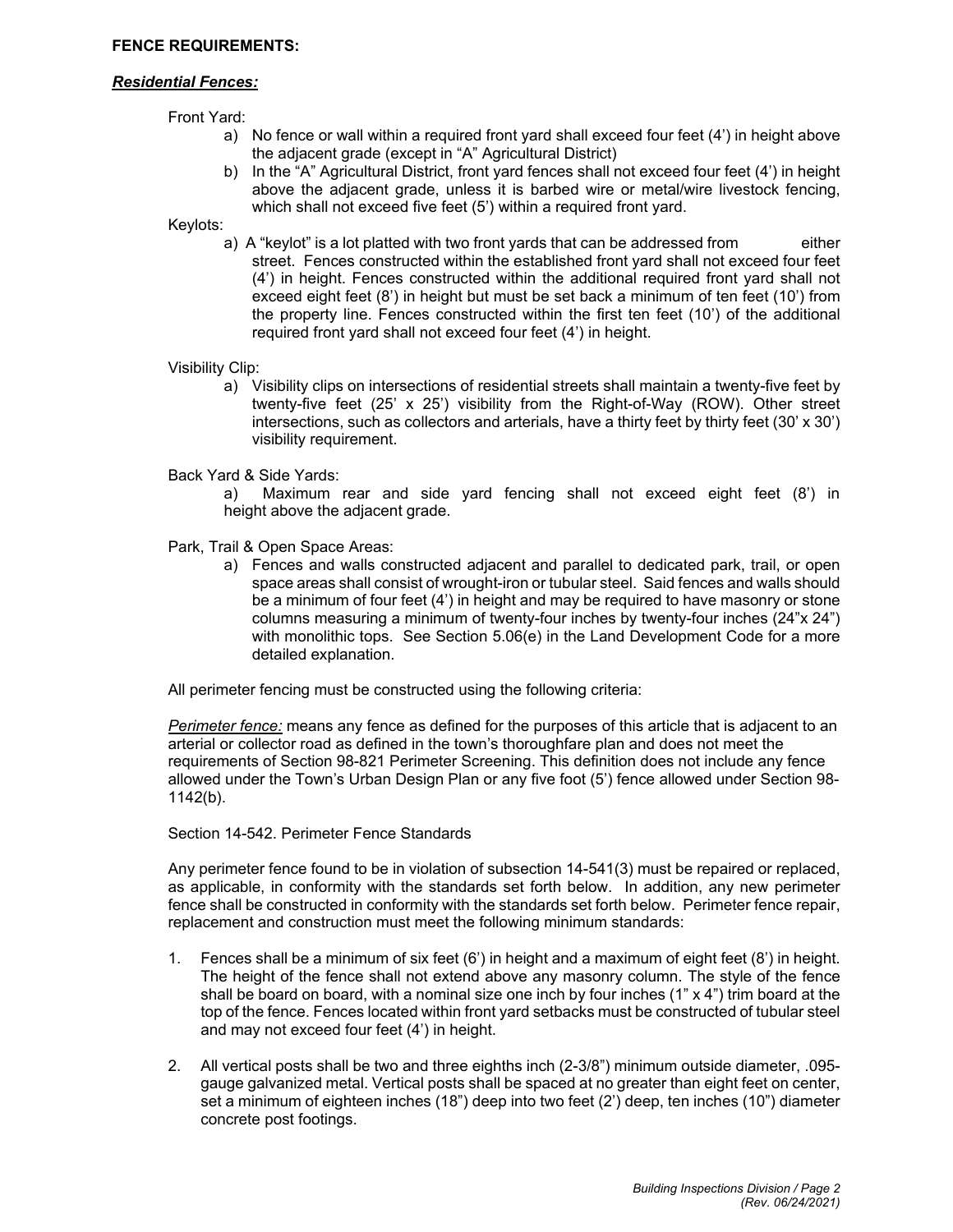**FENCE REQUIREMENTS:**

***Residential Fences:***

Front Yard:

a) No fence or wall within a required front yard shall exceed four feet (4') in height above the adjacent grade (except in "A" Agricultural District)

b) In the "A" Agricultural District, front yard fences shall not exceed four feet (4') in height above the adjacent grade, unless it is barbed wire or metal/wire livestock fencing, which shall not exceed five feet (5') within a required front yard.

Keylots:

a) A "keylot" is a lot platted with two front yards that can be addressed from either street. Fences constructed within the established front yard shall not exceed four feet (4') in height. Fences constructed within the additional required front yard shall not exceed eight feet (8') in height but must be set back a minimum of ten feet (10') from the property line. Fences constructed within the first ten feet (10') of the additional required front yard shall not exceed four feet (4') in height.

Visibility Clip:

a) Visibility clips on intersections of residential streets shall maintain a twenty-five feet by twenty-five feet (25' x 25') visibility from the Right-of-Way (ROW). Other street intersections, such as collectors and arterials, have a thirty feet by thirty feet (30' x 30') visibility requirement.

Back Yard & Side Yards:

a) Maximum rear and side yard fencing shall not exceed eight feet (8') in height above the adjacent grade.

Park, Trail & Open Space Areas:

a) Fences and walls constructed adjacent and parallel to dedicated park, trail, or open space areas shall consist of wrought-iron or tubular steel. Said fences and walls should be a minimum of four feet (4') in height and may be required to have masonry or stone columns measuring a minimum of twenty-four inches by twenty-four inches (24"x 24") with monolithic tops. See Section 5.06(e) in the Land Development Code for a more detailed explanation.

All perimeter fencing must be constructed using the following criteria:

*Perimeter fence:* means any fence as defined for the purposes of this article that is adjacent to an arterial or collector road as defined in the town's thoroughfare plan and does not meet the requirements of Section 98-821 Perimeter Screening. This definition does not include any fence allowed under the Town's Urban Design Plan or any five foot (5') fence allowed under Section 98-1142(b).

Section 14-542. Perimeter Fence Standards

Any perimeter fence found to be in violation of subsection 14-541(3) must be repaired or replaced, as applicable, in conformity with the standards set forth below. In addition, any new perimeter fence shall be constructed in conformity with the standards set forth below. Perimeter fence repair, replacement and construction must meet the following minimum standards:

1. Fences shall be a minimum of six feet (6') in height and a maximum of eight feet (8') in height. The height of the fence shall not extend above any masonry column. The style of the fence shall be board on board, with a nominal size one inch by four inches (1" x 4") trim board at the top of the fence. Fences located within front yard setbacks must be constructed of tubular steel and may not exceed four feet (4') in height.

2. All vertical posts shall be two and three eighths inch (2-3/8") minimum outside diameter, .095-gauge galvanized metal. Vertical posts shall be spaced at no greater than eight feet on center, set a minimum of eighteen inches (18") deep into two feet (2') deep, ten inches (10") diameter concrete post footings.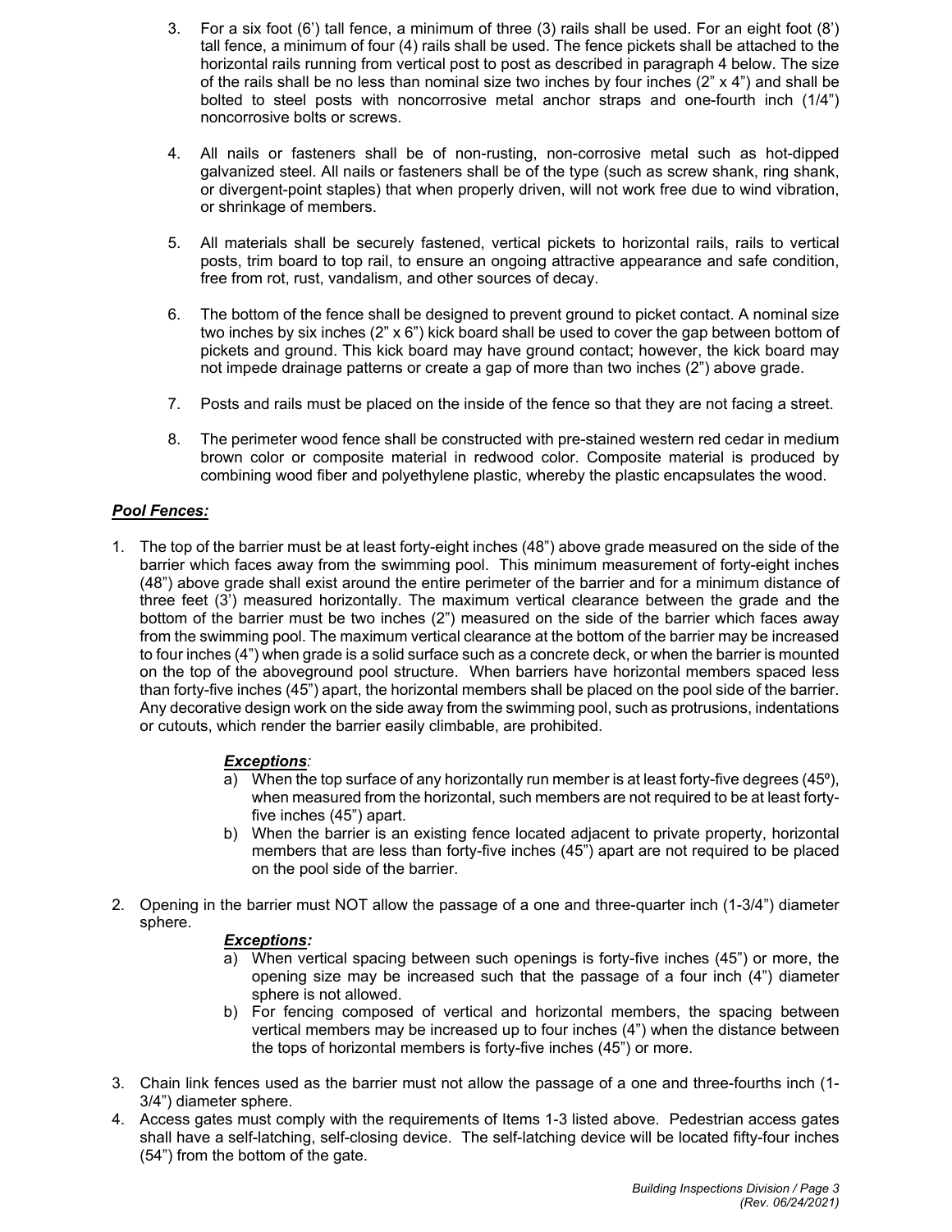3. For a six foot (6') tall fence, a minimum of three (3) rails shall be used. For an eight foot (8') tall fence, a minimum of four (4) rails shall be used. The fence pickets shall be attached to the horizontal rails running from vertical post to post as described in paragraph 4 below. The size of the rails shall be no less than nominal size two inches by four inches (2" x 4") and shall be bolted to steel posts with noncorrosive metal anchor straps and one-fourth inch (1/4") noncorrosive bolts or screws.

4. All nails or fasteners shall be of non-rusting, non-corrosive metal such as hot-dipped galvanized steel. All nails or fasteners shall be of the type (such as screw shank, ring shank, or divergent-point staples) that when properly driven, will not work free due to wind vibration, or shrinkage of members.

5. All materials shall be securely fastened, vertical pickets to horizontal rails, rails to vertical posts, trim board to top rail, to ensure an ongoing attractive appearance and safe condition, free from rot, rust, vandalism, and other sources of decay.

6. The bottom of the fence shall be designed to prevent ground to picket contact. A nominal size two inches by six inches (2" x 6") kick board shall be used to cover the gap between bottom of pickets and ground. This kick board may have ground contact; however, the kick board may not impede drainage patterns or create a gap of more than two inches (2") above grade.

7. Posts and rails must be placed on the inside of the fence so that they are not facing a street.

8. The perimeter wood fence shall be constructed with pre-stained western red cedar in medium brown color or composite material in redwood color. Composite material is produced by combining wood fiber and polyethylene plastic, whereby the plastic encapsulates the wood.

***Pool Fences:***

1. The top of the barrier must be at least forty-eight inches (48") above grade measured on the side of the barrier which faces away from the swimming pool. This minimum measurement of forty-eight inches (48") above grade shall exist around the entire perimeter of the barrier and for a minimum distance of three feet (3') measured horizontally. The maximum vertical clearance between the grade and the bottom of the barrier must be two inches (2") measured on the side of the barrier which faces away from the swimming pool. The maximum vertical clearance at the bottom of the barrier may be increased to four inches (4") when grade is a solid surface such as a concrete deck, or when the barrier is mounted on the top of the aboveground pool structure. When barriers have horizontal members spaced less than forty-five inches (45") apart, the horizontal members shall be placed on the pool side of the barrier. Any decorative design work on the side away from the swimming pool, such as protrusions, indentations or cutouts, which render the barrier easily climbable, are prohibited.

   ***Exceptions**:*
   
   a) When the top surface of any horizontally run member is at least forty-five degrees (45º), when measured from the horizontal, such members are not required to be at least forty-five inches (45") apart.
   
   b) When the barrier is an existing fence located adjacent to private property, horizontal members that are less than forty-five inches (45") apart are not required to be placed on the pool side of the barrier.

2. Opening in the barrier must NOT allow the passage of a one and three-quarter inch (1-3/4") diameter sphere.

   ***Exceptions:***
   
   a) When vertical spacing between such openings is forty-five inches (45") or more, the opening size may be increased such that the passage of a four inch (4") diameter sphere is not allowed.
   
   b) For fencing composed of vertical and horizontal members, the spacing between vertical members may be increased up to four inches (4") when the distance between the tops of horizontal members is forty-five inches (45") or more.

3. Chain link fences used as the barrier must not allow the passage of a one and three-fourths inch (1-3/4") diameter sphere.

4. Access gates must comply with the requirements of Items 1-3 listed above. Pedestrian access gates shall have a self-latching, self-closing device. The self-latching device will be located fifty-four inches (54") from the bottom of the gate.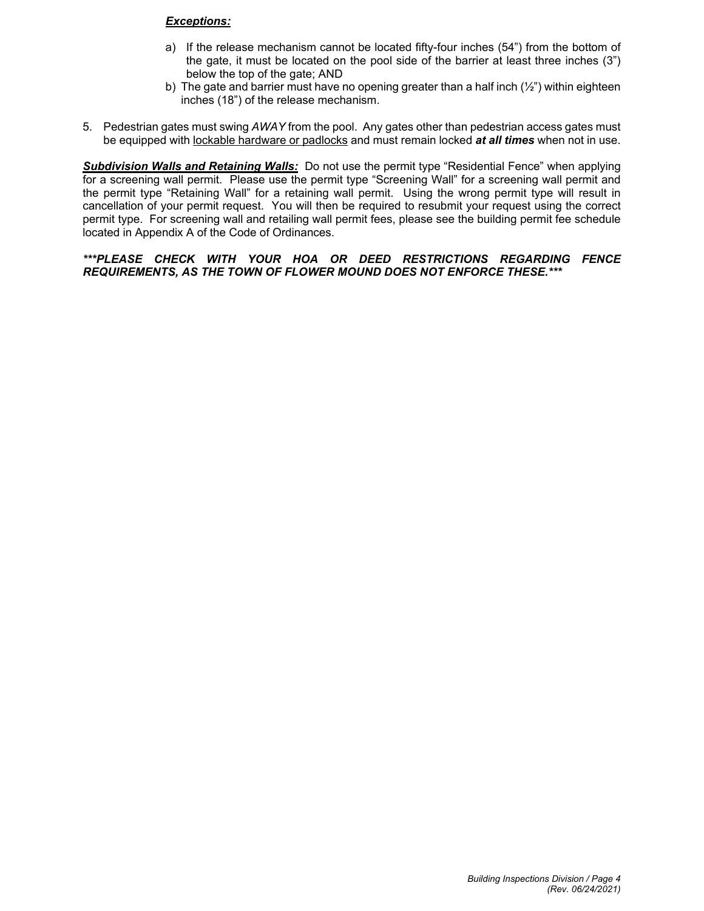***Exceptions:***

a) If the release mechanism cannot be located fifty-four inches (54”) from the bottom of the gate, it must be located on the pool side of the barrier at least three inches (3”) below the top of the gate; AND

b) The gate and barrier must have no opening greater than a half inch (½”) within eighteen inches (18”) of the release mechanism.

5. Pedestrian gates must swing *AWAY* from the pool. Any gates other than pedestrian access gates must be equipped with <u>lockable hardware or padlocks</u> and must remain locked ***at all times*** when not in use.

***<u>Subdivision Walls and Retaining Walls:</u>*** Do not use the permit type “Residential Fence” when applying for a screening wall permit. Please use the permit type “Screening Wall” for a screening wall permit and the permit type “Retaining Wall” for a retaining wall permit. Using the wrong permit type will result in cancellation of your permit request. You will then be required to resubmit your request using the correct permit type. For screening wall and retailing wall permit fees, please see the building permit fee schedule located in Appendix A of the Code of Ordinances.

***\*\*\*PLEASE CHECK WITH YOUR HOA OR DEED RESTRICTIONS REGARDING FENCE REQUIREMENTS, AS THE TOWN OF FLOWER MOUND DOES NOT ENFORCE THESE.\*\*\****

*Building Inspections Division / Page 4*
*(Rev. 06/24/2021)*